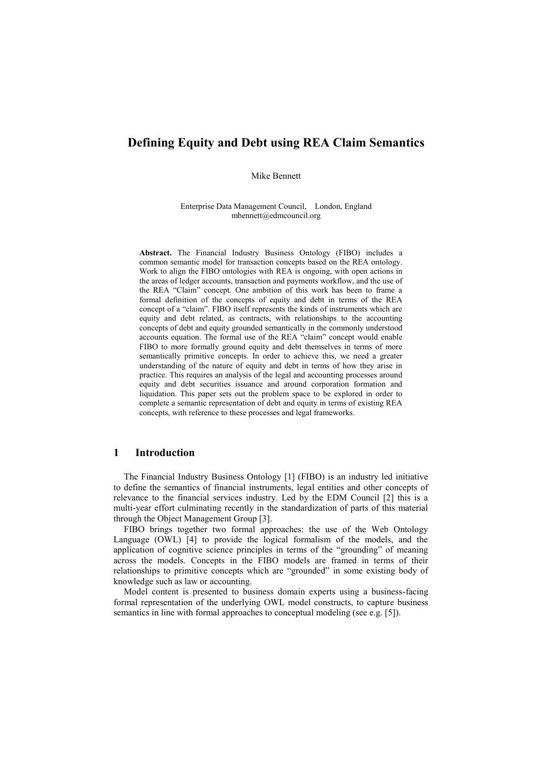# Defining Equity and Debt using REA Claim Semantics

Mike Bennett

Enterprise Data Management Council, London, England
mbennett@edmcouncil.org

**Abstract.** The Financial Industry Business Ontology (FIBO) includes a common semantic model for transaction concepts based on the REA ontology. Work to align the FIBO ontologies with REA is ongoing, with open actions in the areas of ledger accounts, transaction and payments workflow, and the use of the REA "Claim" concept. One ambition of this work has been to frame a formal definition of the concepts of equity and debt in terms of the REA concept of a "claim". FIBO itself represents the kinds of instruments which are equity and debt related, as contracts, with relationships to the accounting concepts of debt and equity grounded semantically in the commonly understood accounts equation. The formal use of the REA "claim" concept would enable FIBO to more formally ground equity and debt themselves in terms of more semantically primitive concepts. In order to achieve this, we need a greater understanding of the nature of equity and debt in terms of how they arise in practice. This requires an analysis of the legal and accounting processes around equity and debt securities issuance and around corporation formation and liquidation. This paper sets out the problem space to be explored in order to complete a semantic representation of debt and equity in terms of existing REA concepts, with reference to these processes and legal frameworks.

## 1 Introduction

The Financial Industry Business Ontology [1] (FIBO) is an industry led initiative to define the semantics of financial instruments, legal entities and other concepts of relevance to the financial services industry. Led by the EDM Council [2] this is a multi-year effort culminating recently in the standardization of parts of this material through the Object Management Group [3].

FIBO brings together two formal approaches: the use of the Web Ontology Language (OWL) [4] to provide the logical formalism of the models, and the application of cognitive science principles in terms of the "grounding" of meaning across the models. Concepts in the FIBO models are framed in terms of their relationships to primitive concepts which are "grounded" in some existing body of knowledge such as law or accounting.

Model content is presented to business domain experts using a business-facing formal representation of the underlying OWL model constructs, to capture business semantics in line with formal approaches to conceptual modeling (see e.g. [5]).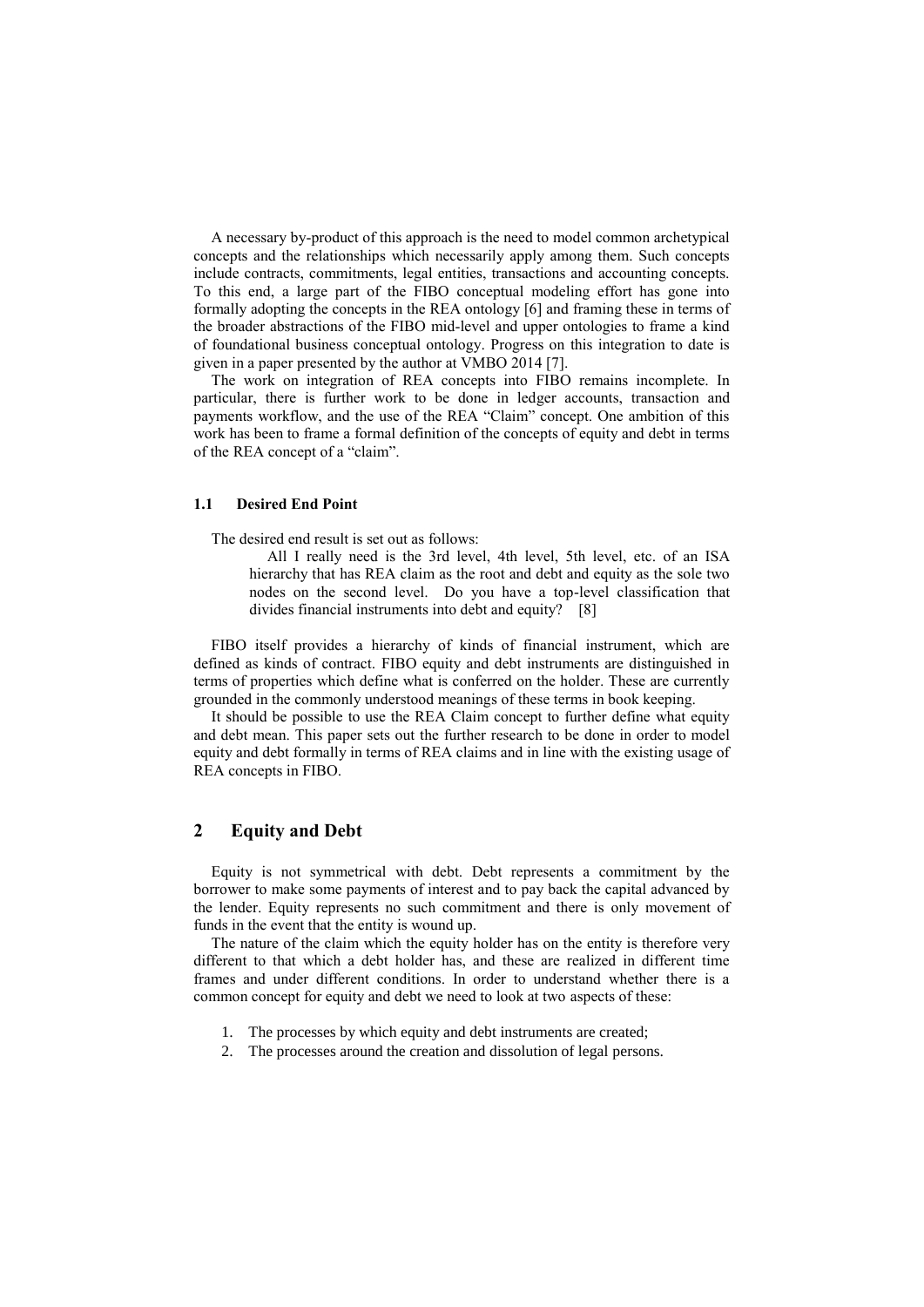A necessary by-product of this approach is the need to model common archetypical concepts and the relationships which necessarily apply among them. Such concepts include contracts, commitments, legal entities, transactions and accounting concepts. To this end, a large part of the FIBO conceptual modeling effort has gone into formally adopting the concepts in the REA ontology [6] and framing these in terms of the broader abstractions of the FIBO mid-level and upper ontologies to frame a kind of foundational business conceptual ontology. Progress on this integration to date is given in a paper presented by the author at VMBO 2014 [7].

The work on integration of REA concepts into FIBO remains incomplete. In particular, there is further work to be done in ledger accounts, transaction and payments workflow, and the use of the REA "Claim" concept. One ambition of this work has been to frame a formal definition of the concepts of equity and debt in terms of the REA concept of a "claim".

### 1.1 Desired End Point

The desired end result is set out as follows:

> All I really need is the 3rd level, 4th level, 5th level, etc. of an ISA hierarchy that has REA claim as the root and debt and equity as the sole two nodes on the second level. Do you have a top-level classification that divides financial instruments into debt and equity? [8]

FIBO itself provides a hierarchy of kinds of financial instrument, which are defined as kinds of contract. FIBO equity and debt instruments are distinguished in terms of properties which define what is conferred on the holder. These are currently grounded in the commonly understood meanings of these terms in book keeping.

It should be possible to use the REA Claim concept to further define what equity and debt mean. This paper sets out the further research to be done in order to model equity and debt formally in terms of REA claims and in line with the existing usage of REA concepts in FIBO.

## 2 Equity and Debt

Equity is not symmetrical with debt. Debt represents a commitment by the borrower to make some payments of interest and to pay back the capital advanced by the lender. Equity represents no such commitment and there is only movement of funds in the event that the entity is wound up.

The nature of the claim which the equity holder has on the entity is therefore very different to that which a debt holder has, and these are realized in different time frames and under different conditions. In order to understand whether there is a common concept for equity and debt we need to look at two aspects of these:

1. The processes by which equity and debt instruments are created;
2. The processes around the creation and dissolution of legal persons.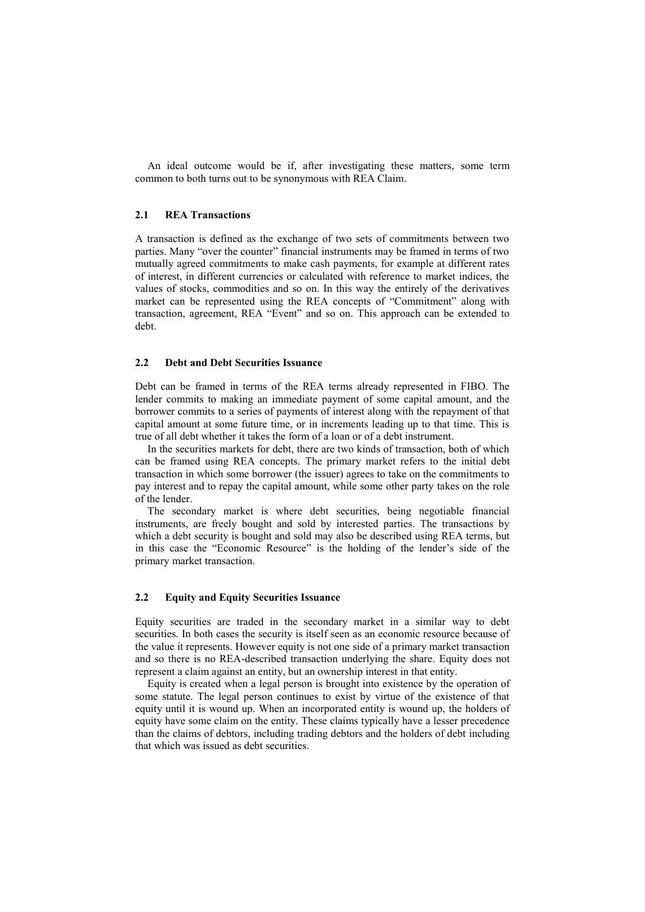An ideal outcome would be if, after investigating these matters, some term common to both turns out to be synonymous with REA Claim.

### 2.1 REA Transactions

A transaction is defined as the exchange of two sets of commitments between two parties. Many "over the counter" financial instruments may be framed in terms of two mutually agreed commitments to make cash payments, for example at different rates of interest, in different currencies or calculated with reference to market indices, the values of stocks, commodities and so on. In this way the entirely of the derivatives market can be represented using the REA concepts of "Commitment" along with transaction, agreement, REA "Event" and so on. This approach can be extended to debt.

### 2.2 Debt and Debt Securities Issuance

Debt can be framed in terms of the REA terms already represented in FIBO. The lender commits to making an immediate payment of some capital amount, and the borrower commits to a series of payments of interest along with the repayment of that capital amount at some future time, or in increments leading up to that time. This is true of all debt whether it takes the form of a loan or of a debt instrument.

In the securities markets for debt, there are two kinds of transaction, both of which can be framed using REA concepts. The primary market refers to the initial debt transaction in which some borrower (the issuer) agrees to take on the commitments to pay interest and to repay the capital amount, while some other party takes on the role of the lender.

The secondary market is where debt securities, being negotiable financial instruments, are freely bought and sold by interested parties. The transactions by which a debt security is bought and sold may also be described using REA terms, but in this case the "Economic Resource" is the holding of the lender's side of the primary market transaction.

### 2.2 Equity and Equity Securities Issuance

Equity securities are traded in the secondary market in a similar way to debt securities. In both cases the security is itself seen as an economic resource because of the value it represents. However equity is not one side of a primary market transaction and so there is no REA-described transaction underlying the share. Equity does not represent a claim against an entity, but an ownership interest in that entity.

Equity is created when a legal person is brought into existence by the operation of some statute. The legal person continues to exist by virtue of the existence of that equity until it is wound up. When an incorporated entity is wound up, the holders of equity have some claim on the entity. These claims typically have a lesser precedence than the claims of debtors, including trading debtors and the holders of debt including that which was issued as debt securities.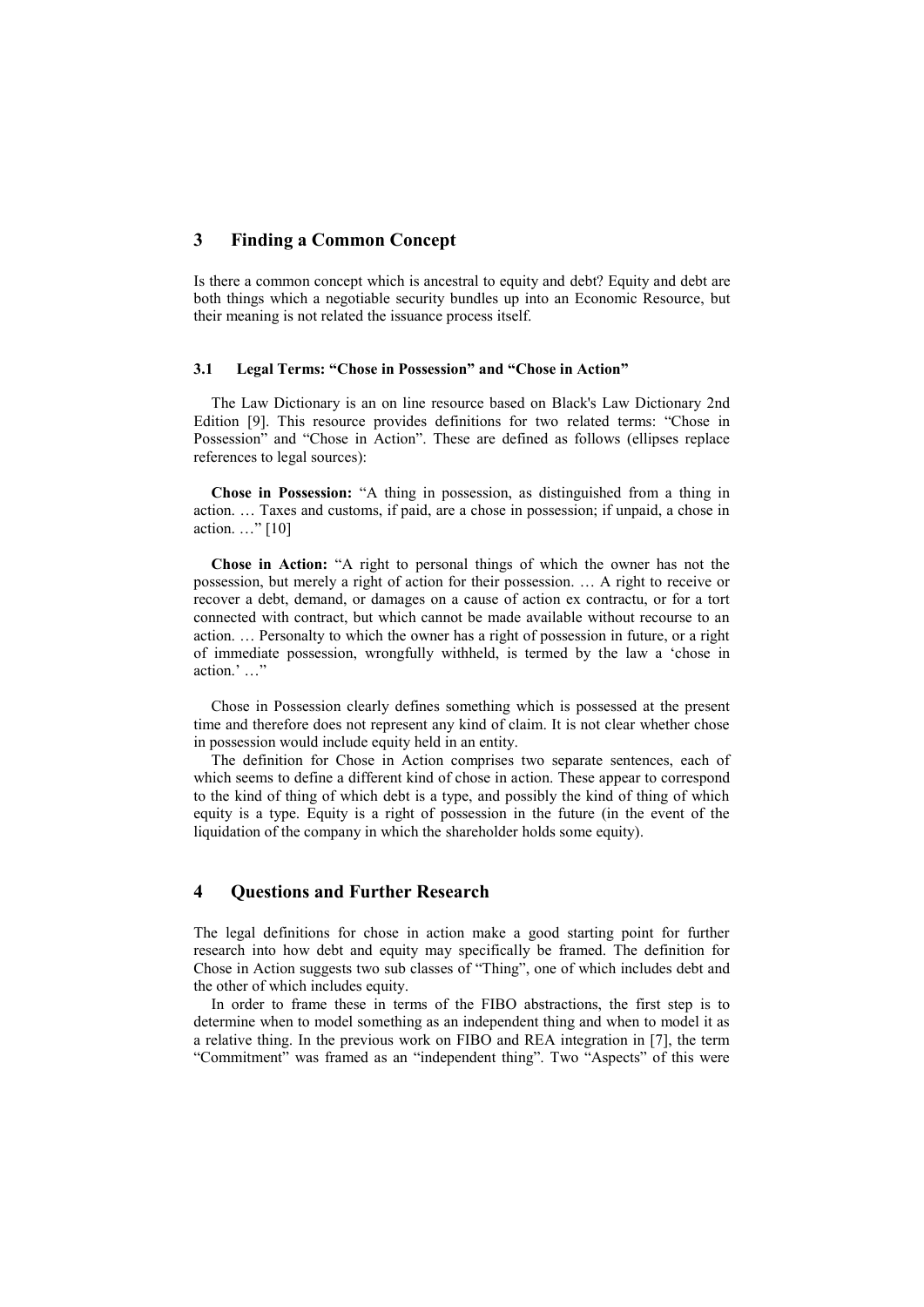## 3 Finding a Common Concept

Is there a common concept which is ancestral to equity and debt? Equity and debt are both things which a negotiable security bundles up into an Economic Resource, but their meaning is not related the issuance process itself.

### 3.1 Legal Terms: "Chose in Possession" and "Chose in Action"

The Law Dictionary is an on line resource based on Black's Law Dictionary 2nd Edition [9]. This resource provides definitions for two related terms: "Chose in Possession" and "Chose in Action". These are defined as follows (ellipses replace references to legal sources):

**Chose in Possession:** "A thing in possession, as distinguished from a thing in action. … Taxes and customs, if paid, are a chose in possession; if unpaid, a chose in action. …" [10]

**Chose in Action:** "A right to personal things of which the owner has not the possession, but merely a right of action for their possession. … A right to receive or recover a debt, demand, or damages on a cause of action ex contractu, or for a tort connected with contract, but which cannot be made available without recourse to an action. … Personalty to which the owner has a right of possession in future, or a right of immediate possession, wrongfully withheld, is termed by the law a 'chose in action.' …"

Chose in Possession clearly defines something which is possessed at the present time and therefore does not represent any kind of claim. It is not clear whether chose in possession would include equity held in an entity.

The definition for Chose in Action comprises two separate sentences, each of which seems to define a different kind of chose in action. These appear to correspond to the kind of thing of which debt is a type, and possibly the kind of thing of which equity is a type. Equity is a right of possession in the future (in the event of the liquidation of the company in which the shareholder holds some equity).

## 4 Questions and Further Research

The legal definitions for chose in action make a good starting point for further research into how debt and equity may specifically be framed. The definition for Chose in Action suggests two sub classes of "Thing", one of which includes debt and the other of which includes equity.

In order to frame these in terms of the FIBO abstractions, the first step is to determine when to model something as an independent thing and when to model it as a relative thing. In the previous work on FIBO and REA integration in [7], the term "Commitment" was framed as an "independent thing". Two "Aspects" of this were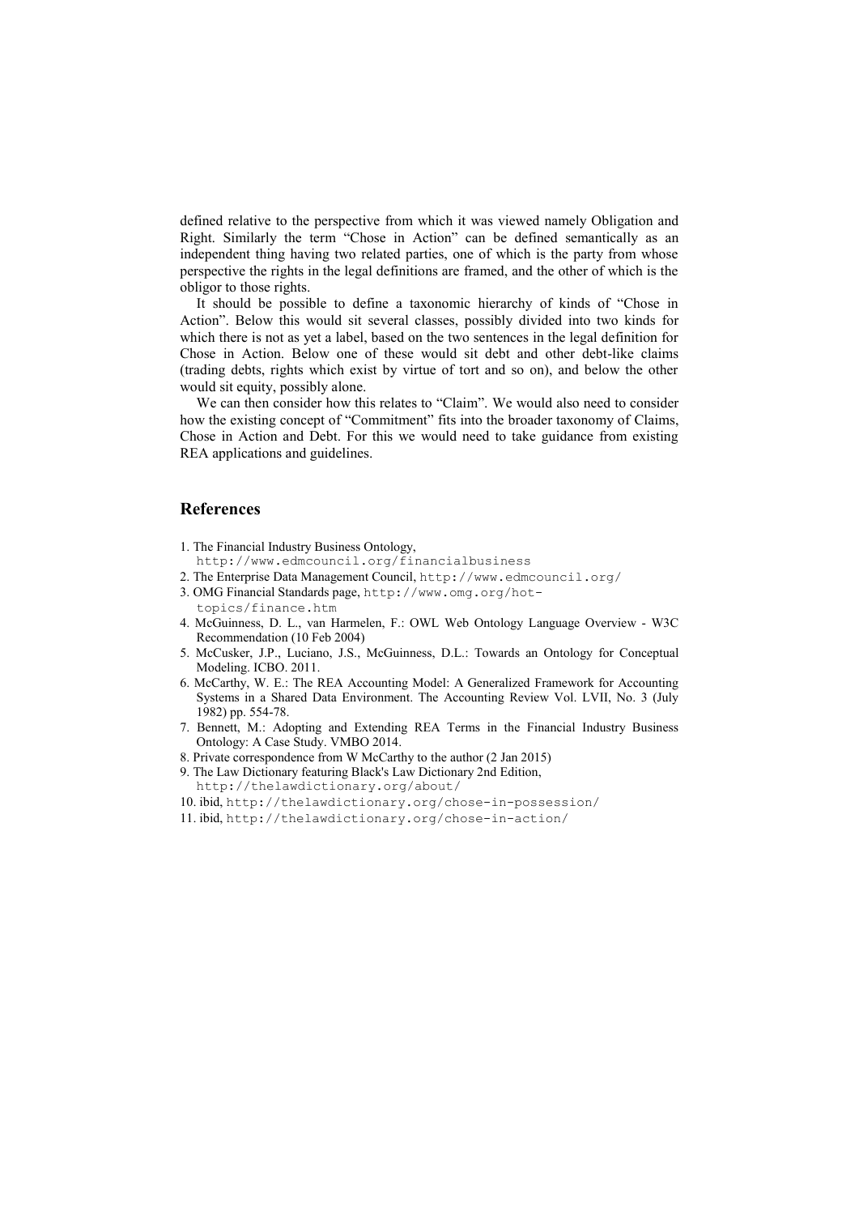defined relative to the perspective from which it was viewed namely Obligation and Right. Similarly the term "Chose in Action" can be defined semantically as an independent thing having two related parties, one of which is the party from whose perspective the rights in the legal definitions are framed, and the other of which is the obligor to those rights.

It should be possible to define a taxonomic hierarchy of kinds of "Chose in Action". Below this would sit several classes, possibly divided into two kinds for which there is not as yet a label, based on the two sentences in the legal definition for Chose in Action. Below one of these would sit debt and other debt-like claims (trading debts, rights which exist by virtue of tort and so on), and below the other would sit equity, possibly alone.

We can then consider how this relates to "Claim". We would also need to consider how the existing concept of "Commitment" fits into the broader taxonomy of Claims, Chose in Action and Debt. For this we would need to take guidance from existing REA applications and guidelines.

## References

1. The Financial Industry Business Ontology, http://www.edmcouncil.org/financialbusiness
2. The Enterprise Data Management Council, http://www.edmcouncil.org/
3. OMG Financial Standards page, http://www.omg.org/hot-topics/finance.htm
4. McGuinness, D. L., van Harmelen, F.: OWL Web Ontology Language Overview - W3C Recommendation (10 Feb 2004)
5. McCusker, J.P., Luciano, J.S., McGuinness, D.L.: Towards an Ontology for Conceptual Modeling. ICBO. 2011.
6. McCarthy, W. E.: The REA Accounting Model: A Generalized Framework for Accounting Systems in a Shared Data Environment. The Accounting Review Vol. LVII, No. 3 (July 1982) pp. 554-78.
7. Bennett, M.: Adopting and Extending REA Terms in the Financial Industry Business Ontology: A Case Study. VMBO 2014.
8. Private correspondence from W McCarthy to the author (2 Jan 2015)
9. The Law Dictionary featuring Black's Law Dictionary 2nd Edition, http://thelawdictionary.org/about/
10. ibid, http://thelawdictionary.org/chose-in-possession/
11. ibid, http://thelawdictionary.org/chose-in-action/